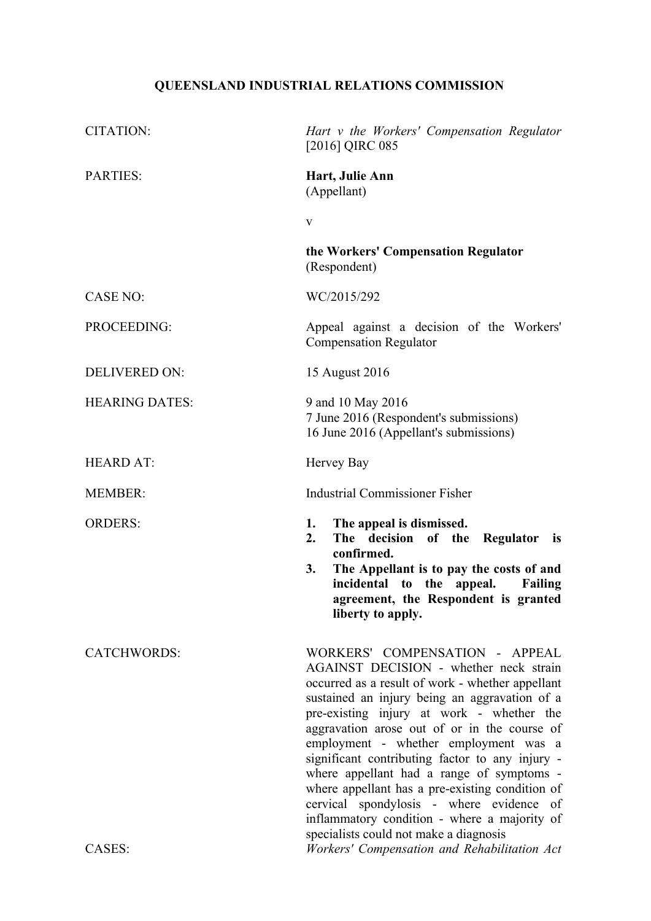**QUEENSLAND INDUSTRIAL RELATIONS COMMISSION**

| | |
|---|---|
| CITATION: | *Hart v the Workers' Compensation Regulator* [2016] QIRC 085 |
| PARTIES: | **Hart, Julie Ann** (Appellant) v **the Workers' Compensation Regulator** (Respondent) |
| CASE NO: | WC/2015/292 |
| PROCEEDING: | Appeal against a decision of the Workers' Compensation Regulator |
| DELIVERED ON: | 15 August 2016 |
| HEARING DATES: | 9 and 10 May 2016<br>7 June 2016 (Respondent's submissions)<br>16 June 2016 (Appellant's submissions) |
| HEARD AT: | Hervey Bay |
| MEMBER: | Industrial Commissioner Fisher |
| ORDERS: | **1. The appeal is dismissed.**<br>**2. The decision of the Regulator is confirmed.**<br>**3. The Appellant is to pay the costs of and incidental to the appeal. Failing agreement, the Respondent is granted liberty to apply.** |
| CATCHWORDS: | WORKERS' COMPENSATION - APPEAL AGAINST DECISION - whether neck strain occurred as a result of work - whether appellant sustained an injury being an aggravation of a pre-existing injury at work - whether the aggravation arose out of or in the course of employment - whether employment was a significant contributing factor to any injury - where appellant had a range of symptoms - where appellant has a pre-existing condition of cervical spondylosis - where evidence of inflammatory condition - where a majority of specialists could not make a diagnosis |
| CASES: | *Workers' Compensation and Rehabilitation Act* |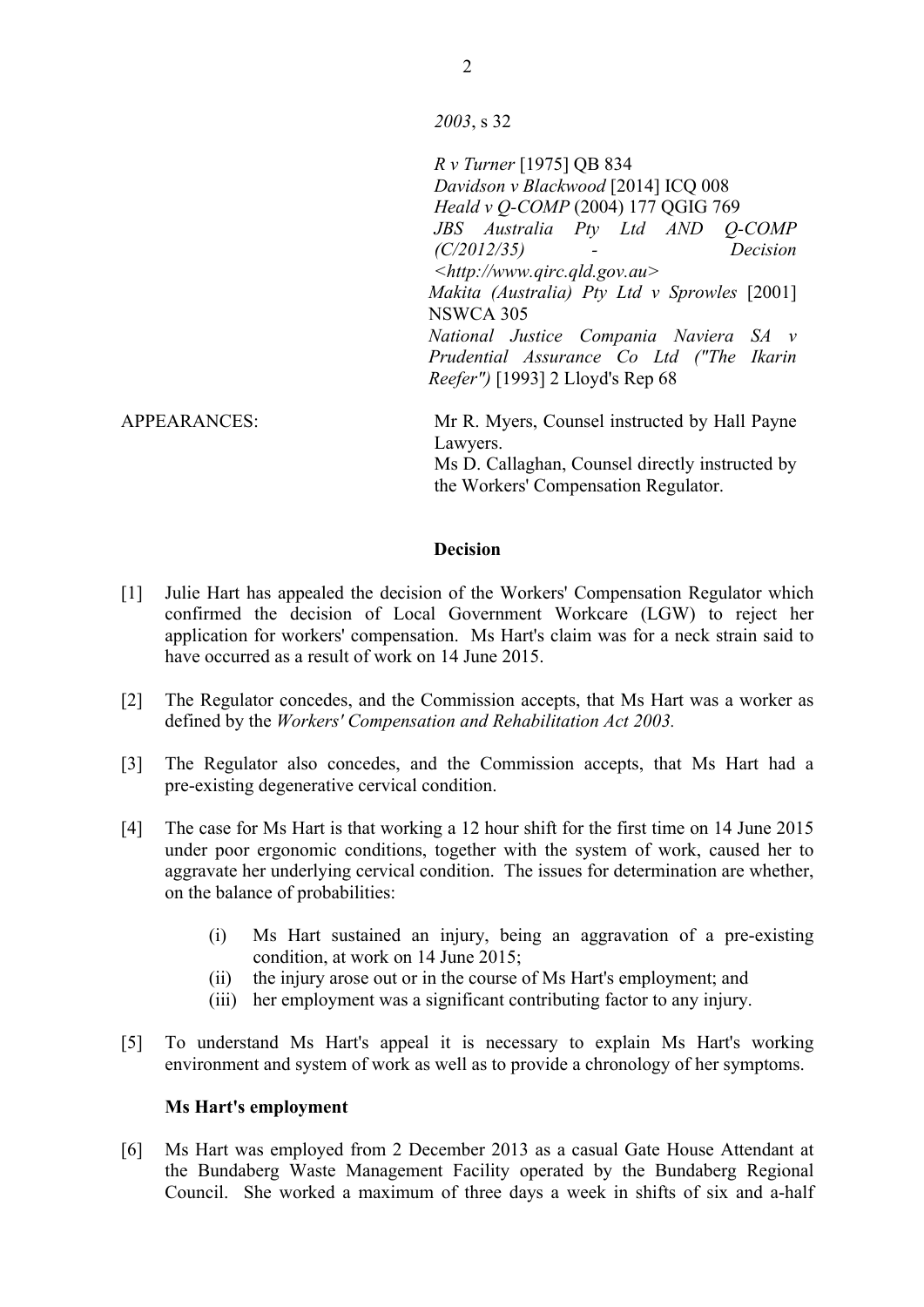*2003*, s 32

*R v Turner* [1975] QB 834
*Davidson v Blackwood* [2014] ICQ 008
*Heald v Q-COMP* (2004) 177 QGIG 769
*JBS Australia Pty Ltd AND Q-COMP (C/2012/35) - Decision <http://www.qirc.qld.gov.au>*
*Makita (Australia) Pty Ltd v Sprowles* [2001] NSWCA 305
*National Justice Compania Naviera SA v Prudential Assurance Co Ltd ("The Ikarin Reefer")* [1993] 2 Lloyd's Rep 68

APPEARANCES: Mr R. Myers, Counsel instructed by Hall Payne Lawyers.
Ms D. Callaghan, Counsel directly instructed by the Workers' Compensation Regulator.

**Decision**

[1] Julie Hart has appealed the decision of the Workers' Compensation Regulator which confirmed the decision of Local Government Workcare (LGW) to reject her application for workers' compensation. Ms Hart's claim was for a neck strain said to have occurred as a result of work on 14 June 2015.

[2] The Regulator concedes, and the Commission accepts, that Ms Hart was a worker as defined by the *Workers' Compensation and Rehabilitation Act 2003.*

[3] The Regulator also concedes, and the Commission accepts, that Ms Hart had a pre-existing degenerative cervical condition.

[4] The case for Ms Hart is that working a 12 hour shift for the first time on 14 June 2015 under poor ergonomic conditions, together with the system of work, caused her to aggravate her underlying cervical condition. The issues for determination are whether, on the balance of probabilities:

(i) Ms Hart sustained an injury, being an aggravation of a pre-existing condition, at work on 14 June 2015;
(ii) the injury arose out or in the course of Ms Hart's employment; and
(iii) her employment was a significant contributing factor to any injury.

[5] To understand Ms Hart's appeal it is necessary to explain Ms Hart's working environment and system of work as well as to provide a chronology of her symptoms.

**Ms Hart's employment**

[6] Ms Hart was employed from 2 December 2013 as a casual Gate House Attendant at the Bundaberg Waste Management Facility operated by the Bundaberg Regional Council. She worked a maximum of three days a week in shifts of six and a-half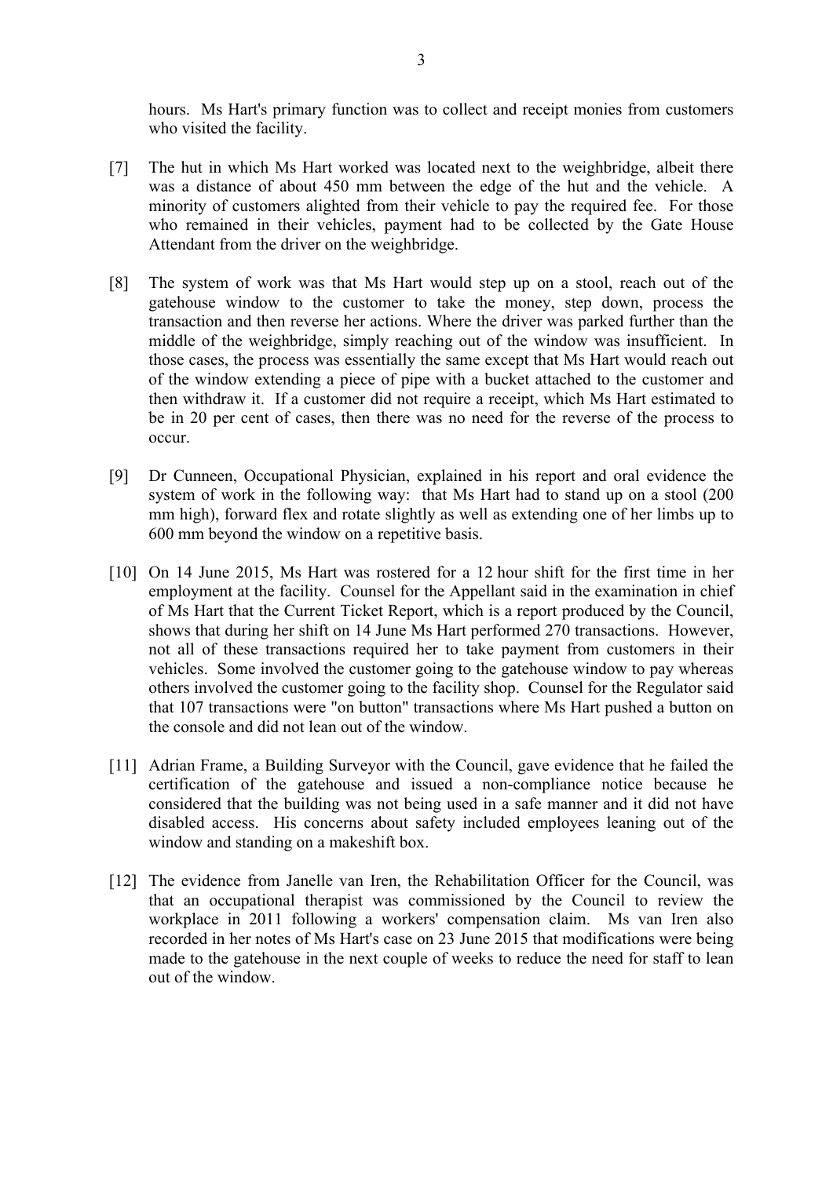hours. Ms Hart's primary function was to collect and receipt monies from customers who visited the facility.

[7] The hut in which Ms Hart worked was located next to the weighbridge, albeit there was a distance of about 450 mm between the edge of the hut and the vehicle. A minority of customers alighted from their vehicle to pay the required fee. For those who remained in their vehicles, payment had to be collected by the Gate House Attendant from the driver on the weighbridge.

[8] The system of work was that Ms Hart would step up on a stool, reach out of the gatehouse window to the customer to take the money, step down, process the transaction and then reverse her actions. Where the driver was parked further than the middle of the weighbridge, simply reaching out of the window was insufficient. In those cases, the process was essentially the same except that Ms Hart would reach out of the window extending a piece of pipe with a bucket attached to the customer and then withdraw it. If a customer did not require a receipt, which Ms Hart estimated to be in 20 per cent of cases, then there was no need for the reverse of the process to occur.

[9] Dr Cunneen, Occupational Physician, explained in his report and oral evidence the system of work in the following way: that Ms Hart had to stand up on a stool (200 mm high), forward flex and rotate slightly as well as extending one of her limbs up to 600 mm beyond the window on a repetitive basis.

[10] On 14 June 2015, Ms Hart was rostered for a 12 hour shift for the first time in her employment at the facility. Counsel for the Appellant said in the examination in chief of Ms Hart that the Current Ticket Report, which is a report produced by the Council, shows that during her shift on 14 June Ms Hart performed 270 transactions. However, not all of these transactions required her to take payment from customers in their vehicles. Some involved the customer going to the gatehouse window to pay whereas others involved the customer going to the facility shop. Counsel for the Regulator said that 107 transactions were "on button" transactions where Ms Hart pushed a button on the console and did not lean out of the window.

[11] Adrian Frame, a Building Surveyor with the Council, gave evidence that he failed the certification of the gatehouse and issued a non-compliance notice because he considered that the building was not being used in a safe manner and it did not have disabled access. His concerns about safety included employees leaning out of the window and standing on a makeshift box.

[12] The evidence from Janelle van Iren, the Rehabilitation Officer for the Council, was that an occupational therapist was commissioned by the Council to review the workplace in 2011 following a workers' compensation claim. Ms van Iren also recorded in her notes of Ms Hart's case on 23 June 2015 that modifications were being made to the gatehouse in the next couple of weeks to reduce the need for staff to lean out of the window.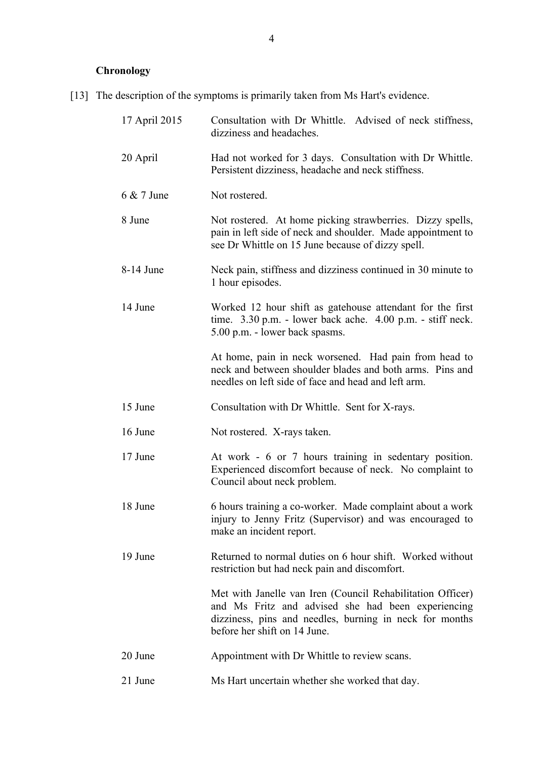**Chronology**

[13] The description of the symptoms is primarily taken from Ms Hart's evidence.

| | |
|---|---|
| 17 April 2015 | Consultation with Dr Whittle. Advised of neck stiffness, dizziness and headaches. |
| 20 April | Had not worked for 3 days. Consultation with Dr Whittle. Persistent dizziness, headache and neck stiffness. |
| 6 & 7 June | Not rostered. |
| 8 June | Not rostered. At home picking strawberries. Dizzy spells, pain in left side of neck and shoulder. Made appointment to see Dr Whittle on 15 June because of dizzy spell. |
| 8-14 June | Neck pain, stiffness and dizziness continued in 30 minute to 1 hour episodes. |
| 14 June | Worked 12 hour shift as gatehouse attendant for the first time. 3.30 p.m. - lower back ache. 4.00 p.m. - stiff neck. 5.00 p.m. - lower back spasms. |
| | At home, pain in neck worsened. Had pain from head to neck and between shoulder blades and both arms. Pins and needles on left side of face and head and left arm. |
| 15 June | Consultation with Dr Whittle. Sent for X-rays. |
| 16 June | Not rostered. X-rays taken. |
| 17 June | At work - 6 or 7 hours training in sedentary position. Experienced discomfort because of neck. No complaint to Council about neck problem. |
| 18 June | 6 hours training a co-worker. Made complaint about a work injury to Jenny Fritz (Supervisor) and was encouraged to make an incident report. |
| 19 June | Returned to normal duties on 6 hour shift. Worked without restriction but had neck pain and discomfort. |
| | Met with Janelle van Iren (Council Rehabilitation Officer) and Ms Fritz and advised she had been experiencing dizziness, pins and needles, burning in neck for months before her shift on 14 June. |
| 20 June | Appointment with Dr Whittle to review scans. |
| 21 June | Ms Hart uncertain whether she worked that day. |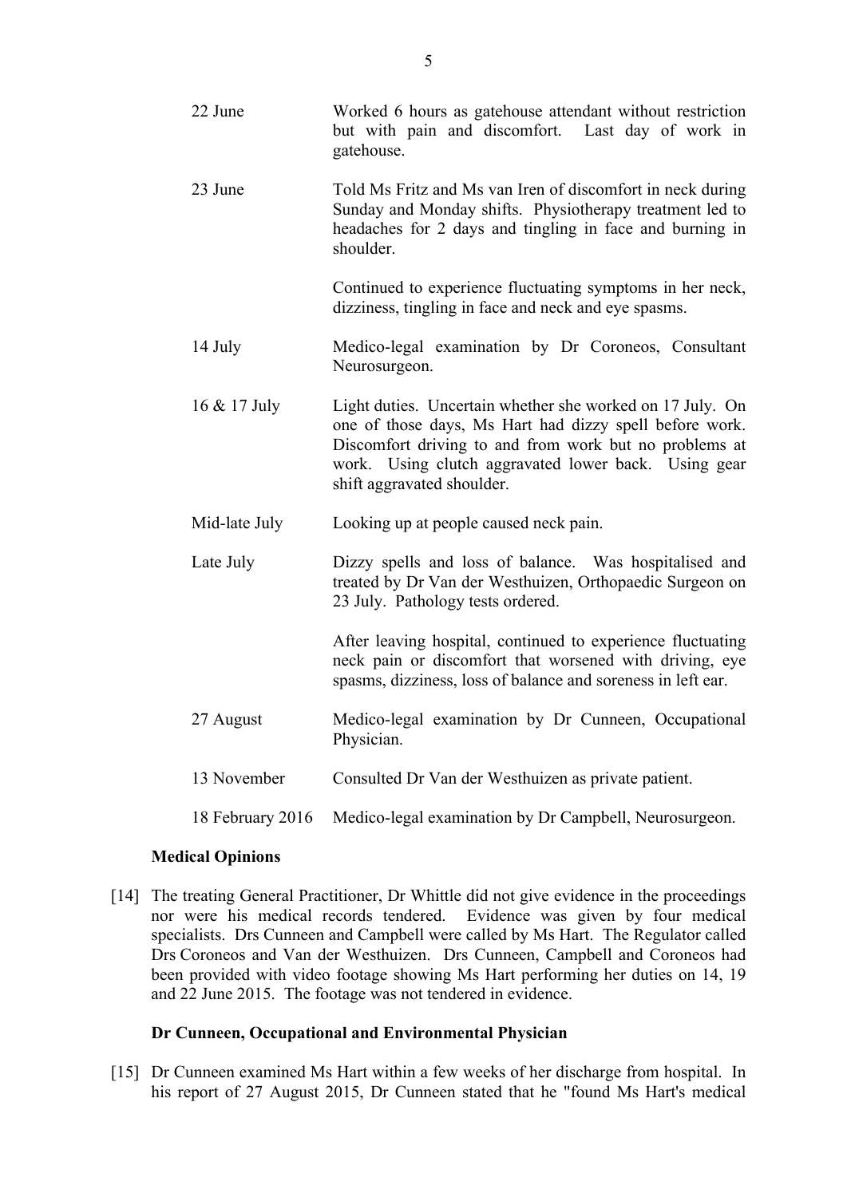| | |
|---|---|
| 22 June | Worked 6 hours as gatehouse attendant without restriction but with pain and discomfort. Last day of work in gatehouse. |
| 23 June | Told Ms Fritz and Ms van Iren of discomfort in neck during Sunday and Monday shifts. Physiotherapy treatment led to headaches for 2 days and tingling in face and burning in shoulder.<br><br>Continued to experience fluctuating symptoms in her neck, dizziness, tingling in face and neck and eye spasms. |
| 14 July | Medico-legal examination by Dr Coroneos, Consultant Neurosurgeon. |
| 16 & 17 July | Light duties. Uncertain whether she worked on 17 July. On one of those days, Ms Hart had dizzy spell before work. Discomfort driving to and from work but no problems at work. Using clutch aggravated lower back. Using gear shift aggravated shoulder. |
| Mid-late July | Looking up at people caused neck pain. |
| Late July | Dizzy spells and loss of balance. Was hospitalised and treated by Dr Van der Westhuizen, Orthopaedic Surgeon on 23 July. Pathology tests ordered.<br><br>After leaving hospital, continued to experience fluctuating neck pain or discomfort that worsened with driving, eye spasms, dizziness, loss of balance and soreness in left ear. |
| 27 August | Medico-legal examination by Dr Cunneen, Occupational Physician. |
| 13 November | Consulted Dr Van der Westhuizen as private patient. |
| 18 February 2016 | Medico-legal examination by Dr Campbell, Neurosurgeon. |

**Medical Opinions**

[14] The treating General Practitioner, Dr Whittle did not give evidence in the proceedings nor were his medical records tendered. Evidence was given by four medical specialists. Drs Cunneen and Campbell were called by Ms Hart. The Regulator called Drs Coroneos and Van der Westhuizen. Drs Cunneen, Campbell and Coroneos had been provided with video footage showing Ms Hart performing her duties on 14, 19 and 22 June 2015. The footage was not tendered in evidence.

**Dr Cunneen, Occupational and Environmental Physician**

[15] Dr Cunneen examined Ms Hart within a few weeks of her discharge from hospital. In his report of 27 August 2015, Dr Cunneen stated that he "found Ms Hart's medical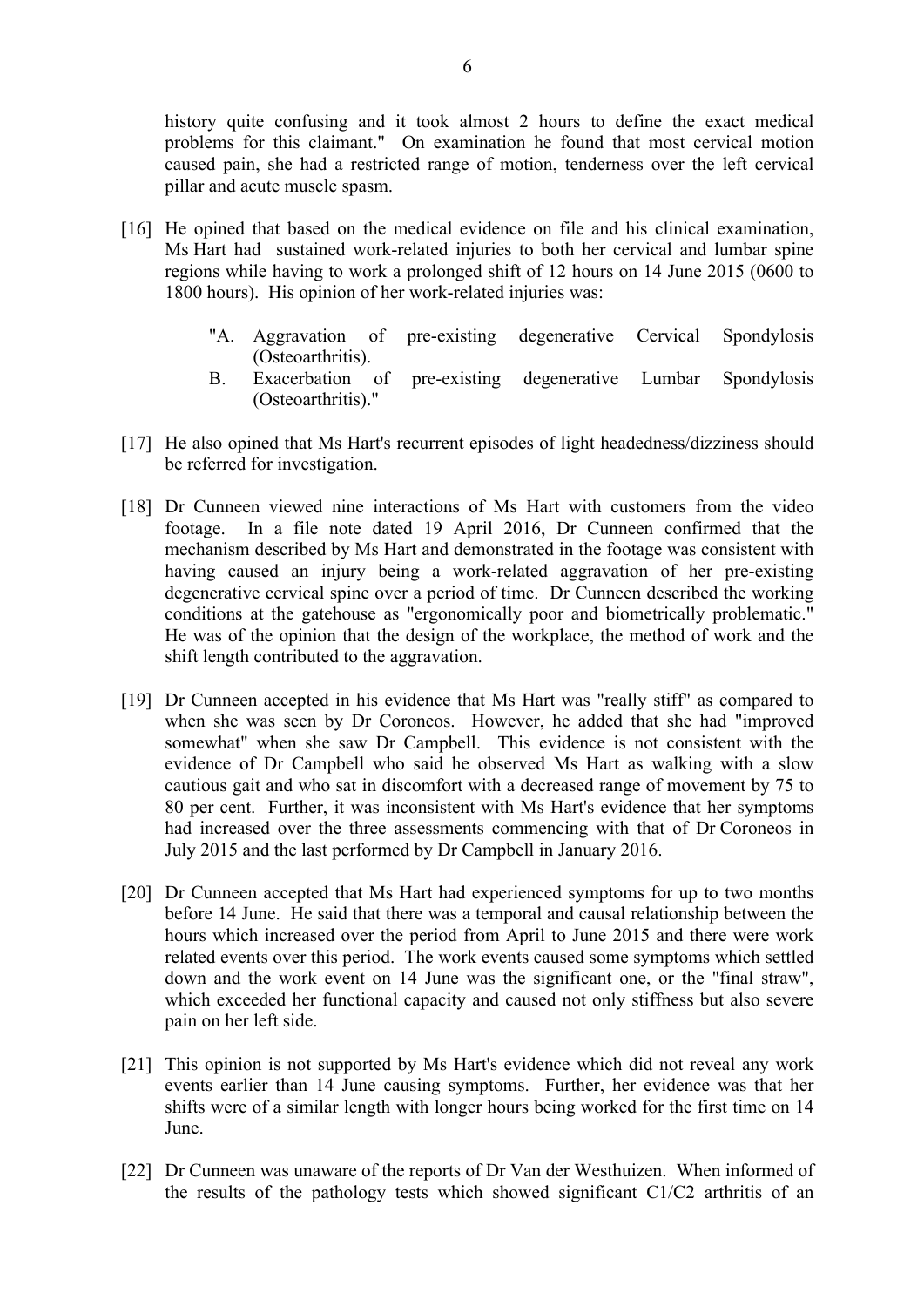history quite confusing and it took almost 2 hours to define the exact medical problems for this claimant." On examination he found that most cervical motion caused pain, she had a restricted range of motion, tenderness over the left cervical pillar and acute muscle spasm.

[16] He opined that based on the medical evidence on file and his clinical examination, Ms Hart had sustained work-related injuries to both her cervical and lumbar spine regions while having to work a prolonged shift of 12 hours on 14 June 2015 (0600 to 1800 hours). His opinion of her work-related injuries was:

> "A. Aggravation of pre-existing degenerative Cervical Spondylosis (Osteoarthritis).
>
> B. Exacerbation of pre-existing degenerative Lumbar Spondylosis (Osteoarthritis)."

[17] He also opined that Ms Hart's recurrent episodes of light headedness/dizziness should be referred for investigation.

[18] Dr Cunneen viewed nine interactions of Ms Hart with customers from the video footage. In a file note dated 19 April 2016, Dr Cunneen confirmed that the mechanism described by Ms Hart and demonstrated in the footage was consistent with having caused an injury being a work-related aggravation of her pre-existing degenerative cervical spine over a period of time. Dr Cunneen described the working conditions at the gatehouse as "ergonomically poor and biometrically problematic." He was of the opinion that the design of the workplace, the method of work and the shift length contributed to the aggravation.

[19] Dr Cunneen accepted in his evidence that Ms Hart was "really stiff" as compared to when she was seen by Dr Coroneos. However, he added that she had "improved somewhat" when she saw Dr Campbell. This evidence is not consistent with the evidence of Dr Campbell who said he observed Ms Hart as walking with a slow cautious gait and who sat in discomfort with a decreased range of movement by 75 to 80 per cent. Further, it was inconsistent with Ms Hart's evidence that her symptoms had increased over the three assessments commencing with that of Dr Coroneos in July 2015 and the last performed by Dr Campbell in January 2016.

[20] Dr Cunneen accepted that Ms Hart had experienced symptoms for up to two months before 14 June. He said that there was a temporal and causal relationship between the hours which increased over the period from April to June 2015 and there were work related events over this period. The work events caused some symptoms which settled down and the work event on 14 June was the significant one, or the "final straw", which exceeded her functional capacity and caused not only stiffness but also severe pain on her left side.

[21] This opinion is not supported by Ms Hart's evidence which did not reveal any work events earlier than 14 June causing symptoms. Further, her evidence was that her shifts were of a similar length with longer hours being worked for the first time on 14 June.

[22] Dr Cunneen was unaware of the reports of Dr Van der Westhuizen. When informed of the results of the pathology tests which showed significant C1/C2 arthritis of an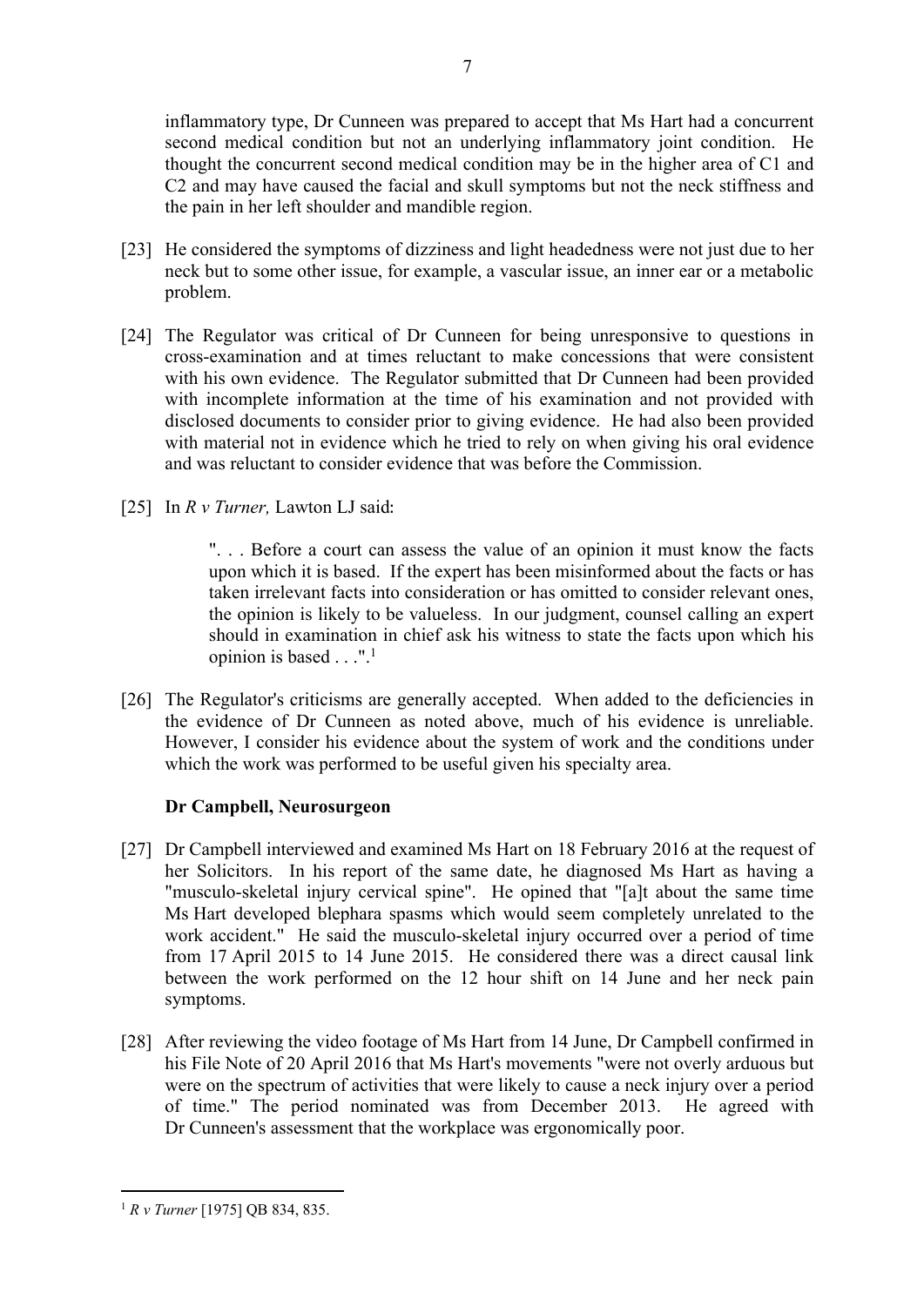inflammatory type, Dr Cunneen was prepared to accept that Ms Hart had a concurrent second medical condition but not an underlying inflammatory joint condition. He thought the concurrent second medical condition may be in the higher area of C1 and C2 and may have caused the facial and skull symptoms but not the neck stiffness and the pain in her left shoulder and mandible region.

[23] He considered the symptoms of dizziness and light headedness were not just due to her neck but to some other issue, for example, a vascular issue, an inner ear or a metabolic problem.

[24] The Regulator was critical of Dr Cunneen for being unresponsive to questions in cross-examination and at times reluctant to make concessions that were consistent with his own evidence. The Regulator submitted that Dr Cunneen had been provided with incomplete information at the time of his examination and not provided with disclosed documents to consider prior to giving evidence. He had also been provided with material not in evidence which he tried to rely on when giving his oral evidence and was reluctant to consider evidence that was before the Commission.

[25] In *R v Turner,* Lawton LJ said:

> ". . . Before a court can assess the value of an opinion it must know the facts upon which it is based. If the expert has been misinformed about the facts or has taken irrelevant facts into consideration or has omitted to consider relevant ones, the opinion is likely to be valueless. In our judgment, counsel calling an expert should in examination in chief ask his witness to state the facts upon which his opinion is based . . .".[1]

[26] The Regulator's criticisms are generally accepted. When added to the deficiencies in the evidence of Dr Cunneen as noted above, much of his evidence is unreliable. However, I consider his evidence about the system of work and the conditions under which the work was performed to be useful given his specialty area.

**Dr Campbell, Neurosurgeon**

[27] Dr Campbell interviewed and examined Ms Hart on 18 February 2016 at the request of her Solicitors. In his report of the same date, he diagnosed Ms Hart as having a "musculo-skeletal injury cervical spine". He opined that "[a]t about the same time Ms Hart developed blephara spasms which would seem completely unrelated to the work accident." He said the musculo-skeletal injury occurred over a period of time from 17 April 2015 to 14 June 2015. He considered there was a direct causal link between the work performed on the 12 hour shift on 14 June and her neck pain symptoms.

[28] After reviewing the video footage of Ms Hart from 14 June, Dr Campbell confirmed in his File Note of 20 April 2016 that Ms Hart's movements "were not overly arduous but were on the spectrum of activities that were likely to cause a neck injury over a period of time." The period nominated was from December 2013. He agreed with Dr Cunneen's assessment that the workplace was ergonomically poor.

---

[1] *R v Turner* [1975] QB 834, 835.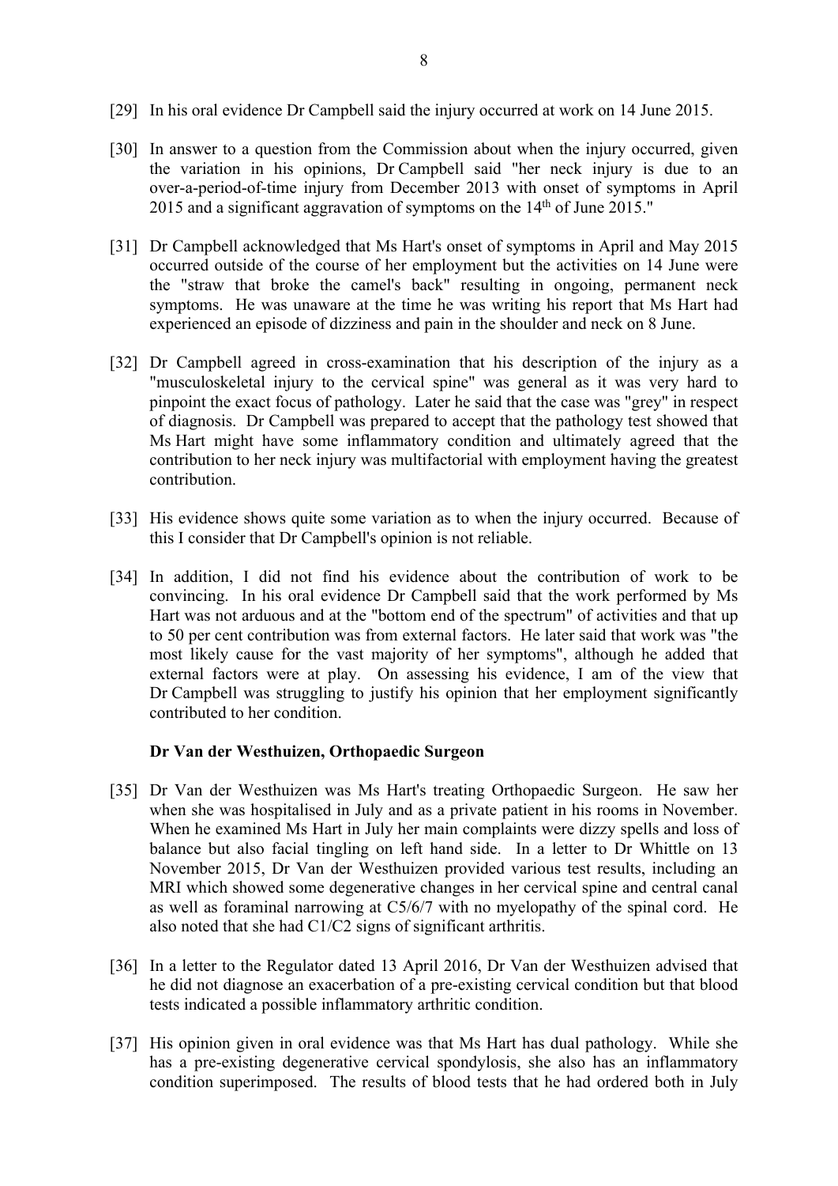[29] In his oral evidence Dr Campbell said the injury occurred at work on 14 June 2015.

[30] In answer to a question from the Commission about when the injury occurred, given the variation in his opinions, Dr Campbell said "her neck injury is due to an over-a-period-of-time injury from December 2013 with onset of symptoms in April 2015 and a significant aggravation of symptoms on the 14th of June 2015."

[31] Dr Campbell acknowledged that Ms Hart's onset of symptoms in April and May 2015 occurred outside of the course of her employment but the activities on 14 June were the "straw that broke the camel's back" resulting in ongoing, permanent neck symptoms. He was unaware at the time he was writing his report that Ms Hart had experienced an episode of dizziness and pain in the shoulder and neck on 8 June.

[32] Dr Campbell agreed in cross-examination that his description of the injury as a "musculoskeletal injury to the cervical spine" was general as it was very hard to pinpoint the exact focus of pathology. Later he said that the case was "grey" in respect of diagnosis. Dr Campbell was prepared to accept that the pathology test showed that Ms Hart might have some inflammatory condition and ultimately agreed that the contribution to her neck injury was multifactorial with employment having the greatest contribution.

[33] His evidence shows quite some variation as to when the injury occurred. Because of this I consider that Dr Campbell's opinion is not reliable.

[34] In addition, I did not find his evidence about the contribution of work to be convincing. In his oral evidence Dr Campbell said that the work performed by Ms Hart was not arduous and at the "bottom end of the spectrum" of activities and that up to 50 per cent contribution was from external factors. He later said that work was "the most likely cause for the vast majority of her symptoms", although he added that external factors were at play. On assessing his evidence, I am of the view that Dr Campbell was struggling to justify his opinion that her employment significantly contributed to her condition.

### Dr Van der Westhuizen, Orthopaedic Surgeon

[35] Dr Van der Westhuizen was Ms Hart's treating Orthopaedic Surgeon. He saw her when she was hospitalised in July and as a private patient in his rooms in November. When he examined Ms Hart in July her main complaints were dizzy spells and loss of balance but also facial tingling on left hand side. In a letter to Dr Whittle on 13 November 2015, Dr Van der Westhuizen provided various test results, including an MRI which showed some degenerative changes in her cervical spine and central canal as well as foraminal narrowing at C5/6/7 with no myelopathy of the spinal cord. He also noted that she had C1/C2 signs of significant arthritis.

[36] In a letter to the Regulator dated 13 April 2016, Dr Van der Westhuizen advised that he did not diagnose an exacerbation of a pre-existing cervical condition but that blood tests indicated a possible inflammatory arthritic condition.

[37] His opinion given in oral evidence was that Ms Hart has dual pathology. While she has a pre-existing degenerative cervical spondylosis, she also has an inflammatory condition superimposed. The results of blood tests that he had ordered both in July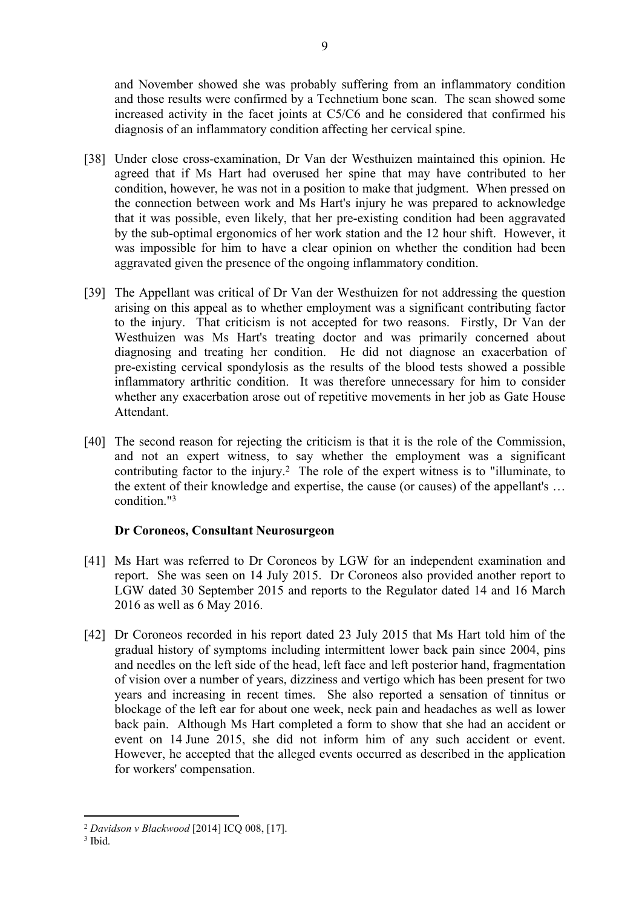and November showed she was probably suffering from an inflammatory condition and those results were confirmed by a Technetium bone scan. The scan showed some increased activity in the facet joints at C5/C6 and he considered that confirmed his diagnosis of an inflammatory condition affecting her cervical spine.

[38] Under close cross-examination, Dr Van der Westhuizen maintained this opinion. He agreed that if Ms Hart had overused her spine that may have contributed to her condition, however, he was not in a position to make that judgment. When pressed on the connection between work and Ms Hart's injury he was prepared to acknowledge that it was possible, even likely, that her pre-existing condition had been aggravated by the sub-optimal ergonomics of her work station and the 12 hour shift. However, it was impossible for him to have a clear opinion on whether the condition had been aggravated given the presence of the ongoing inflammatory condition.

[39] The Appellant was critical of Dr Van der Westhuizen for not addressing the question arising on this appeal as to whether employment was a significant contributing factor to the injury. That criticism is not accepted for two reasons. Firstly, Dr Van der Westhuizen was Ms Hart's treating doctor and was primarily concerned about diagnosing and treating her condition. He did not diagnose an exacerbation of pre-existing cervical spondylosis as the results of the blood tests showed a possible inflammatory arthritic condition. It was therefore unnecessary for him to consider whether any exacerbation arose out of repetitive movements in her job as Gate House Attendant.

[40] The second reason for rejecting the criticism is that it is the role of the Commission, and not an expert witness, to say whether the employment was a significant contributing factor to the injury.[2] The role of the expert witness is to "illuminate, to the extent of their knowledge and expertise, the cause (or causes) of the appellant's … condition."[3]

### Dr Coroneos, Consultant Neurosurgeon

[41] Ms Hart was referred to Dr Coroneos by LGW for an independent examination and report. She was seen on 14 July 2015. Dr Coroneos also provided another report to LGW dated 30 September 2015 and reports to the Regulator dated 14 and 16 March 2016 as well as 6 May 2016.

[42] Dr Coroneos recorded in his report dated 23 July 2015 that Ms Hart told him of the gradual history of symptoms including intermittent lower back pain since 2004, pins and needles on the left side of the head, left face and left posterior hand, fragmentation of vision over a number of years, dizziness and vertigo which has been present for two years and increasing in recent times. She also reported a sensation of tinnitus or blockage of the left ear for about one week, neck pain and headaches as well as lower back pain. Although Ms Hart completed a form to show that she had an accident or event on 14 June 2015, she did not inform him of any such accident or event. However, he accepted that the alleged events occurred as described in the application for workers' compensation.

---

[2] *Davidson v Blackwood* [2014] ICQ 008, [17].

[3] Ibid.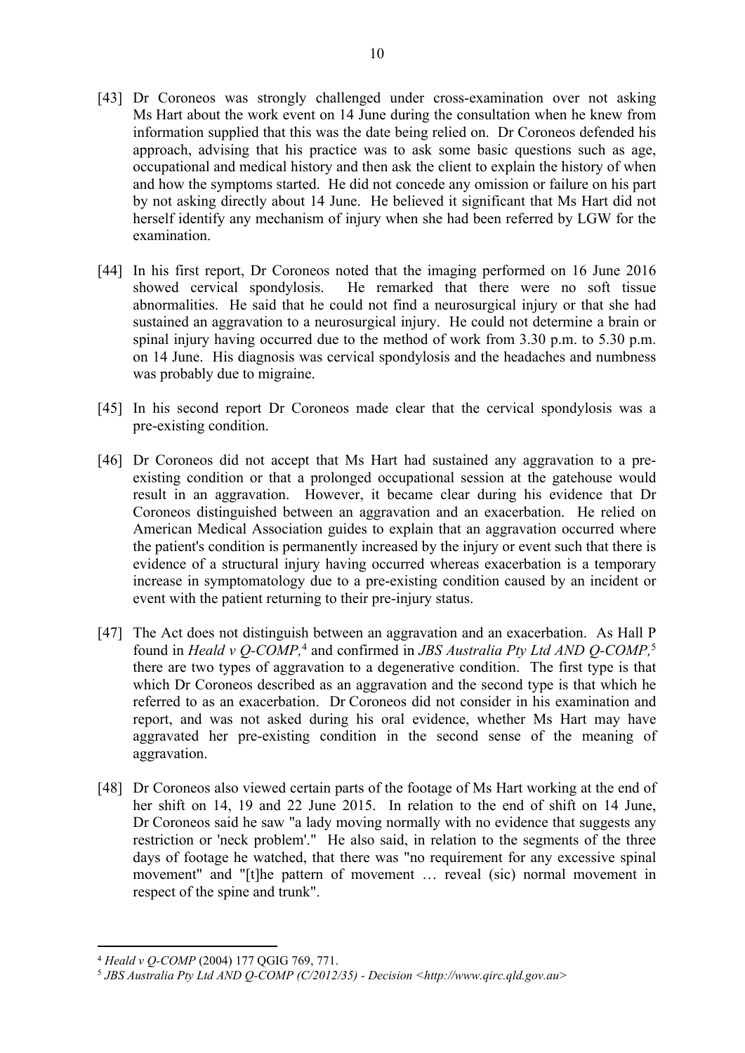[43] Dr Coroneos was strongly challenged under cross-examination over not asking Ms Hart about the work event on 14 June during the consultation when he knew from information supplied that this was the date being relied on. Dr Coroneos defended his approach, advising that his practice was to ask some basic questions such as age, occupational and medical history and then ask the client to explain the history of when and how the symptoms started. He did not concede any omission or failure on his part by not asking directly about 14 June. He believed it significant that Ms Hart did not herself identify any mechanism of injury when she had been referred by LGW for the examination.

[44] In his first report, Dr Coroneos noted that the imaging performed on 16 June 2016 showed cervical spondylosis. He remarked that there were no soft tissue abnormalities. He said that he could not find a neurosurgical injury or that she had sustained an aggravation to a neurosurgical injury. He could not determine a brain or spinal injury having occurred due to the method of work from 3.30 p.m. to 5.30 p.m. on 14 June. His diagnosis was cervical spondylosis and the headaches and numbness was probably due to migraine.

[45] In his second report Dr Coroneos made clear that the cervical spondylosis was a pre-existing condition.

[46] Dr Coroneos did not accept that Ms Hart had sustained any aggravation to a pre-existing condition or that a prolonged occupational session at the gatehouse would result in an aggravation. However, it became clear during his evidence that Dr Coroneos distinguished between an aggravation and an exacerbation. He relied on American Medical Association guides to explain that an aggravation occurred where the patient's condition is permanently increased by the injury or event such that there is evidence of a structural injury having occurred whereas exacerbation is a temporary increase in symptomatology due to a pre-existing condition caused by an incident or event with the patient returning to their pre-injury status.

[47] The Act does not distinguish between an aggravation and an exacerbation. As Hall P found in *Heald v Q-COMP,*[4] and confirmed in *JBS Australia Pty Ltd AND Q-COMP,*[5] there are two types of aggravation to a degenerative condition. The first type is that which Dr Coroneos described as an aggravation and the second type is that which he referred to as an exacerbation. Dr Coroneos did not consider in his examination and report, and was not asked during his oral evidence, whether Ms Hart may have aggravated her pre-existing condition in the second sense of the meaning of aggravation.

[48] Dr Coroneos also viewed certain parts of the footage of Ms Hart working at the end of her shift on 14, 19 and 22 June 2015. In relation to the end of shift on 14 June, Dr Coroneos said he saw "a lady moving normally with no evidence that suggests any restriction or 'neck problem'." He also said, in relation to the segments of the three days of footage he watched, that there was "no requirement for any excessive spinal movement" and "[t]he pattern of movement … reveal (sic) normal movement in respect of the spine and trunk".

---

[4] *Heald v Q-COMP* (2004) 177 QGIG 769, 771.

[5] *JBS Australia Pty Ltd AND Q-COMP (C/2012/35) - Decision <http://www.qirc.qld.gov.au>*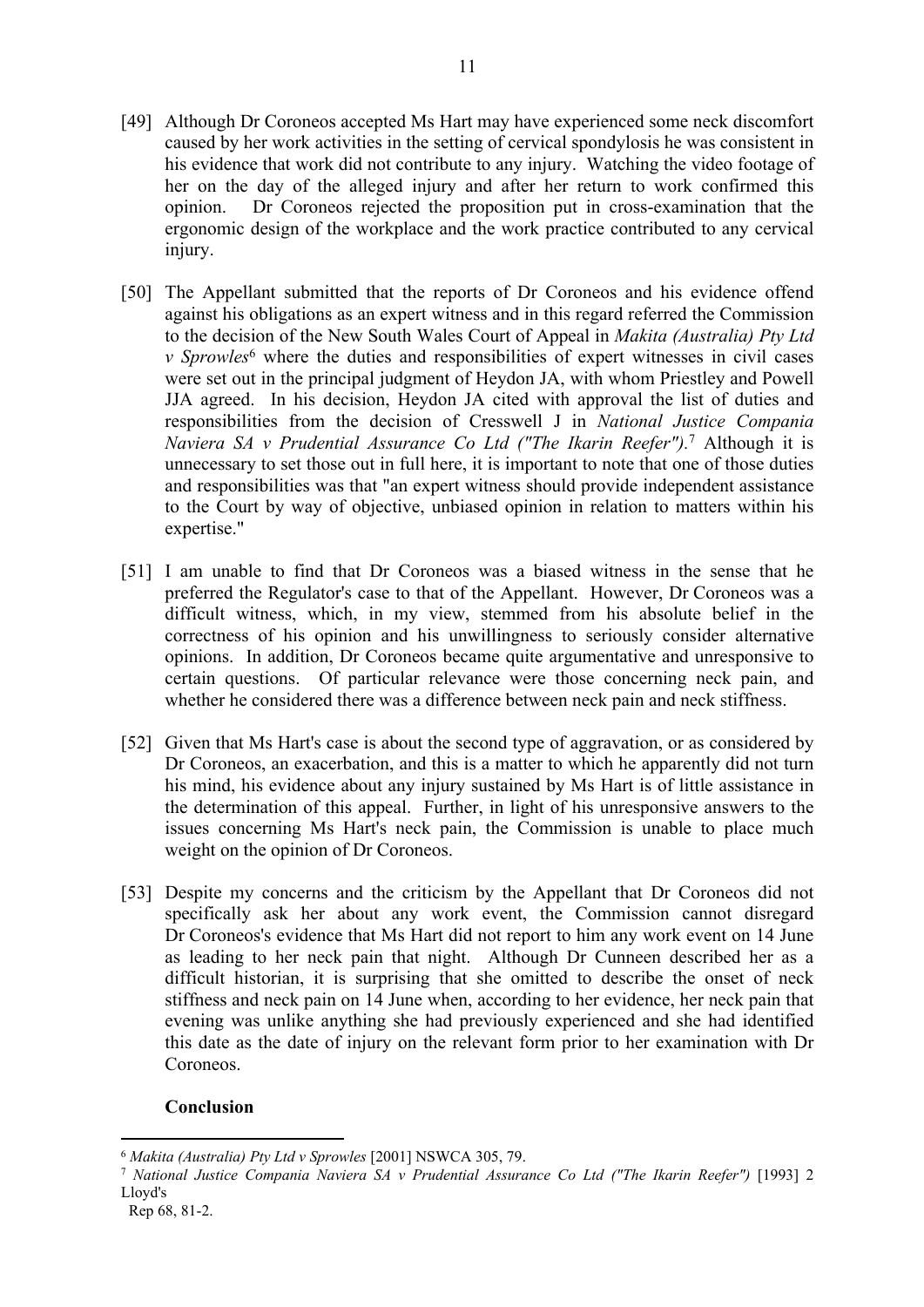[49] Although Dr Coroneos accepted Ms Hart may have experienced some neck discomfort caused by her work activities in the setting of cervical spondylosis he was consistent in his evidence that work did not contribute to any injury. Watching the video footage of her on the day of the alleged injury and after her return to work confirmed this opinion. Dr Coroneos rejected the proposition put in cross-examination that the ergonomic design of the workplace and the work practice contributed to any cervical injury.

[50] The Appellant submitted that the reports of Dr Coroneos and his evidence offend against his obligations as an expert witness and in this regard referred the Commission to the decision of the New South Wales Court of Appeal in *Makita (Australia) Pty Ltd v Sprowles*[6] where the duties and responsibilities of expert witnesses in civil cases were set out in the principal judgment of Heydon JA, with whom Priestley and Powell JJA agreed. In his decision, Heydon JA cited with approval the list of duties and responsibilities from the decision of Cresswell J in *National Justice Compania Naviera SA v Prudential Assurance Co Ltd ("The Ikarin Reefer").*[7] Although it is unnecessary to set those out in full here, it is important to note that one of those duties and responsibilities was that "an expert witness should provide independent assistance to the Court by way of objective, unbiased opinion in relation to matters within his expertise."

[51] I am unable to find that Dr Coroneos was a biased witness in the sense that he preferred the Regulator's case to that of the Appellant. However, Dr Coroneos was a difficult witness, which, in my view, stemmed from his absolute belief in the correctness of his opinion and his unwillingness to seriously consider alternative opinions. In addition, Dr Coroneos became quite argumentative and unresponsive to certain questions. Of particular relevance were those concerning neck pain, and whether he considered there was a difference between neck pain and neck stiffness.

[52] Given that Ms Hart's case is about the second type of aggravation, or as considered by Dr Coroneos, an exacerbation, and this is a matter to which he apparently did not turn his mind, his evidence about any injury sustained by Ms Hart is of little assistance in the determination of this appeal. Further, in light of his unresponsive answers to the issues concerning Ms Hart's neck pain, the Commission is unable to place much weight on the opinion of Dr Coroneos.

[53] Despite my concerns and the criticism by the Appellant that Dr Coroneos did not specifically ask her about any work event, the Commission cannot disregard Dr Coroneos's evidence that Ms Hart did not report to him any work event on 14 June as leading to her neck pain that night. Although Dr Cunneen described her as a difficult historian, it is surprising that she omitted to describe the onset of neck stiffness and neck pain on 14 June when, according to her evidence, her neck pain that evening was unlike anything she had previously experienced and she had identified this date as the date of injury on the relevant form prior to her examination with Dr Coroneos.

**Conclusion**

---

[6] *Makita (Australia) Pty Ltd v Sprowles* [2001] NSWCA 305, 79.

[7] *National Justice Compania Naviera SA v Prudential Assurance Co Ltd ("The Ikarin Reefer")* [1993] 2 Lloyd's Rep 68, 81-2.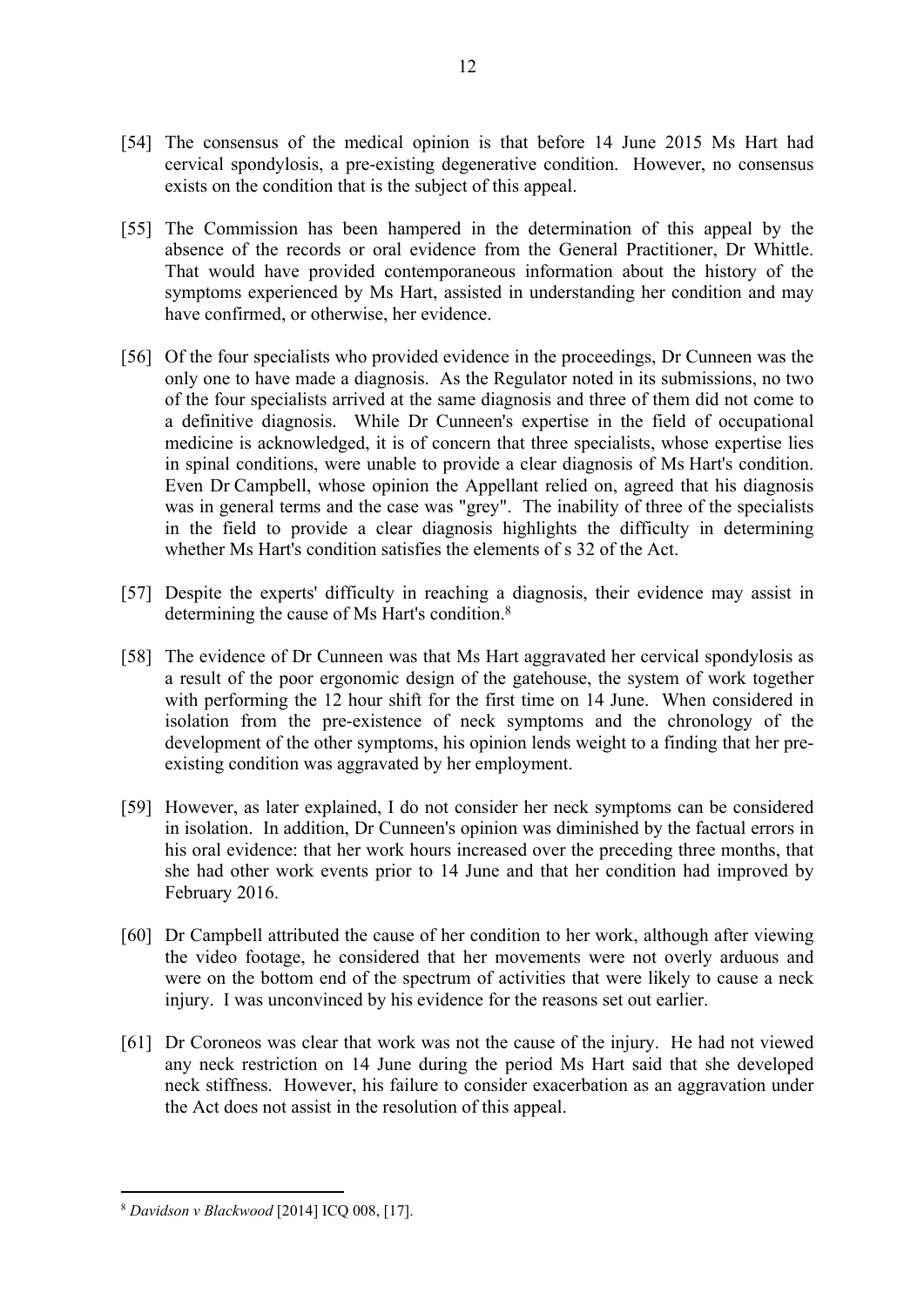[54] The consensus of the medical opinion is that before 14 June 2015 Ms Hart had cervical spondylosis, a pre-existing degenerative condition. However, no consensus exists on the condition that is the subject of this appeal.

[55] The Commission has been hampered in the determination of this appeal by the absence of the records or oral evidence from the General Practitioner, Dr Whittle. That would have provided contemporaneous information about the history of the symptoms experienced by Ms Hart, assisted in understanding her condition and may have confirmed, or otherwise, her evidence.

[56] Of the four specialists who provided evidence in the proceedings, Dr Cunneen was the only one to have made a diagnosis. As the Regulator noted in its submissions, no two of the four specialists arrived at the same diagnosis and three of them did not come to a definitive diagnosis. While Dr Cunneen's expertise in the field of occupational medicine is acknowledged, it is of concern that three specialists, whose expertise lies in spinal conditions, were unable to provide a clear diagnosis of Ms Hart's condition. Even Dr Campbell, whose opinion the Appellant relied on, agreed that his diagnosis was in general terms and the case was "grey". The inability of three of the specialists in the field to provide a clear diagnosis highlights the difficulty in determining whether Ms Hart's condition satisfies the elements of s 32 of the Act.

[57] Despite the experts' difficulty in reaching a diagnosis, their evidence may assist in determining the cause of Ms Hart's condition.[8]

[58] The evidence of Dr Cunneen was that Ms Hart aggravated her cervical spondylosis as a result of the poor ergonomic design of the gatehouse, the system of work together with performing the 12 hour shift for the first time on 14 June. When considered in isolation from the pre-existence of neck symptoms and the chronology of the development of the other symptoms, his opinion lends weight to a finding that her pre-existing condition was aggravated by her employment.

[59] However, as later explained, I do not consider her neck symptoms can be considered in isolation. In addition, Dr Cunneen's opinion was diminished by the factual errors in his oral evidence: that her work hours increased over the preceding three months, that she had other work events prior to 14 June and that her condition had improved by February 2016.

[60] Dr Campbell attributed the cause of her condition to her work, although after viewing the video footage, he considered that her movements were not overly arduous and were on the bottom end of the spectrum of activities that were likely to cause a neck injury. I was unconvinced by his evidence for the reasons set out earlier.

[61] Dr Coroneos was clear that work was not the cause of the injury. He had not viewed any neck restriction on 14 June during the period Ms Hart said that she developed neck stiffness. However, his failure to consider exacerbation as an aggravation under the Act does not assist in the resolution of this appeal.

---

[8] *Davidson v Blackwood* [2014] ICQ 008, [17].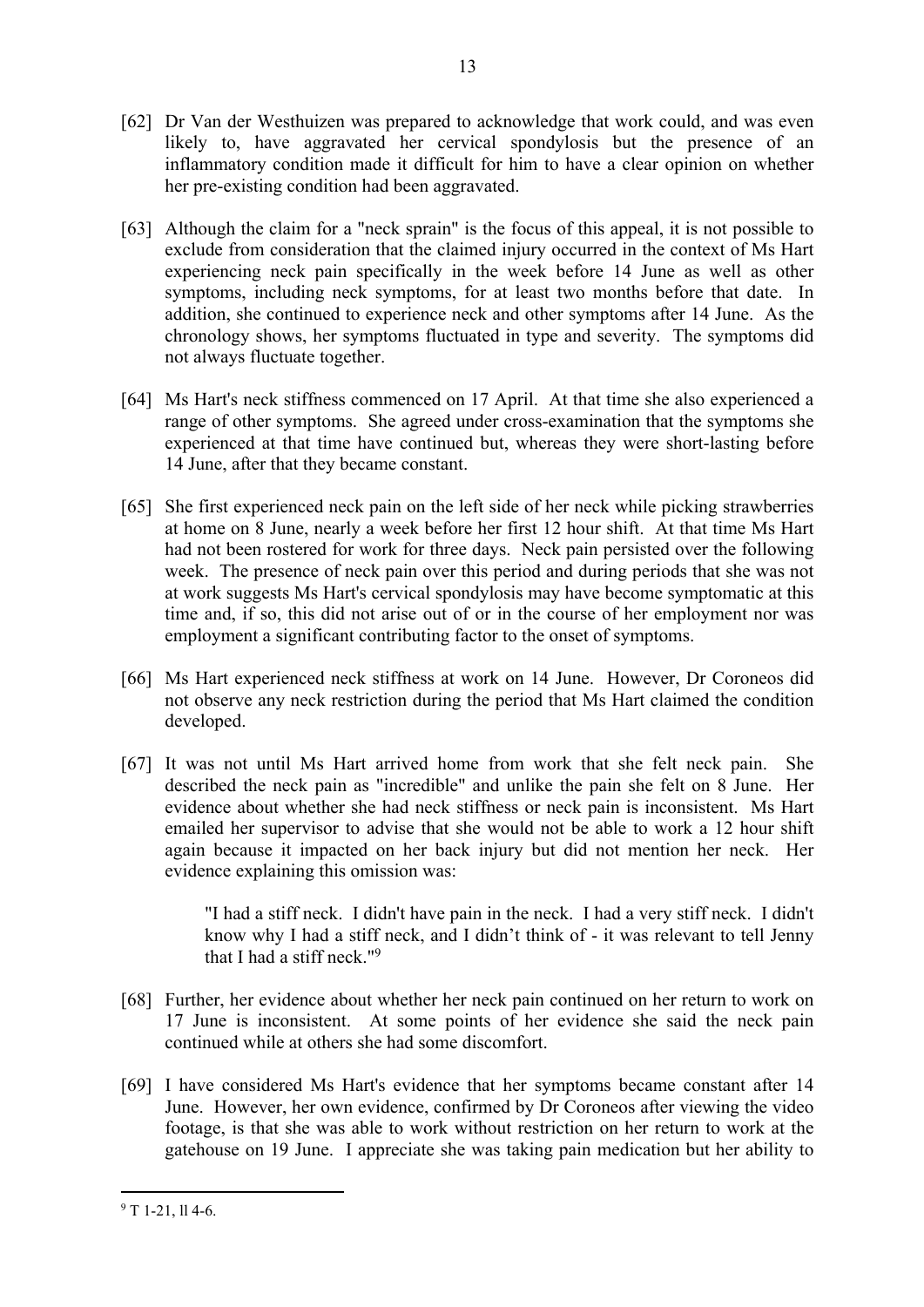[62] Dr Van der Westhuizen was prepared to acknowledge that work could, and was even likely to, have aggravated her cervical spondylosis but the presence of an inflammatory condition made it difficult for him to have a clear opinion on whether her pre-existing condition had been aggravated.

[63] Although the claim for a "neck sprain" is the focus of this appeal, it is not possible to exclude from consideration that the claimed injury occurred in the context of Ms Hart experiencing neck pain specifically in the week before 14 June as well as other symptoms, including neck symptoms, for at least two months before that date. In addition, she continued to experience neck and other symptoms after 14 June. As the chronology shows, her symptoms fluctuated in type and severity. The symptoms did not always fluctuate together.

[64] Ms Hart's neck stiffness commenced on 17 April. At that time she also experienced a range of other symptoms. She agreed under cross-examination that the symptoms she experienced at that time have continued but, whereas they were short-lasting before 14 June, after that they became constant.

[65] She first experienced neck pain on the left side of her neck while picking strawberries at home on 8 June, nearly a week before her first 12 hour shift. At that time Ms Hart had not been rostered for work for three days. Neck pain persisted over the following week. The presence of neck pain over this period and during periods that she was not at work suggests Ms Hart's cervical spondylosis may have become symptomatic at this time and, if so, this did not arise out of or in the course of her employment nor was employment a significant contributing factor to the onset of symptoms.

[66] Ms Hart experienced neck stiffness at work on 14 June. However, Dr Coroneos did not observe any neck restriction during the period that Ms Hart claimed the condition developed.

[67] It was not until Ms Hart arrived home from work that she felt neck pain. She described the neck pain as "incredible" and unlike the pain she felt on 8 June. Her evidence about whether she had neck stiffness or neck pain is inconsistent. Ms Hart emailed her supervisor to advise that she would not be able to work a 12 hour shift again because it impacted on her back injury but did not mention her neck. Her evidence explaining this omission was:

> "I had a stiff neck. I didn't have pain in the neck. I had a very stiff neck. I didn't know why I had a stiff neck, and I didn't think of - it was relevant to tell Jenny that I had a stiff neck."[9]

[68] Further, her evidence about whether her neck pain continued on her return to work on 17 June is inconsistent. At some points of her evidence she said the neck pain continued while at others she had some discomfort.

[69] I have considered Ms Hart's evidence that her symptoms became constant after 14 June. However, her own evidence, confirmed by Dr Coroneos after viewing the video footage, is that she was able to work without restriction on her return to work at the gatehouse on 19 June. I appreciate she was taking pain medication but her ability to

---

[9] T 1-21, ll 4-6.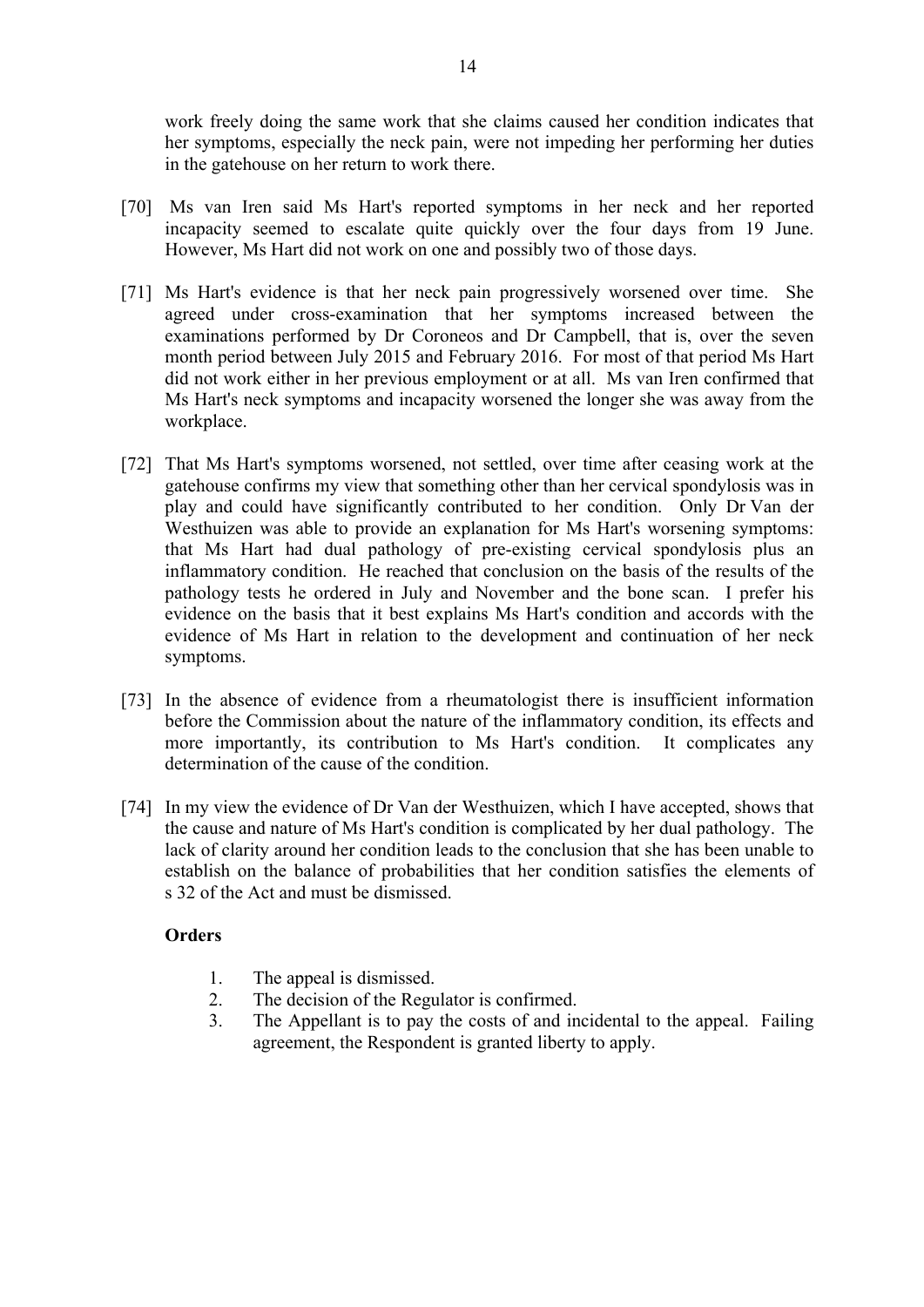work freely doing the same work that she claims caused her condition indicates that her symptoms, especially the neck pain, were not impeding her performing her duties in the gatehouse on her return to work there.

[70] Ms van Iren said Ms Hart's reported symptoms in her neck and her reported incapacity seemed to escalate quite quickly over the four days from 19 June. However, Ms Hart did not work on one and possibly two of those days.

[71] Ms Hart's evidence is that her neck pain progressively worsened over time. She agreed under cross-examination that her symptoms increased between the examinations performed by Dr Coroneos and Dr Campbell, that is, over the seven month period between July 2015 and February 2016. For most of that period Ms Hart did not work either in her previous employment or at all. Ms van Iren confirmed that Ms Hart's neck symptoms and incapacity worsened the longer she was away from the workplace.

[72] That Ms Hart's symptoms worsened, not settled, over time after ceasing work at the gatehouse confirms my view that something other than her cervical spondylosis was in play and could have significantly contributed to her condition. Only Dr Van der Westhuizen was able to provide an explanation for Ms Hart's worsening symptoms: that Ms Hart had dual pathology of pre-existing cervical spondylosis plus an inflammatory condition. He reached that conclusion on the basis of the results of the pathology tests he ordered in July and November and the bone scan. I prefer his evidence on the basis that it best explains Ms Hart's condition and accords with the evidence of Ms Hart in relation to the development and continuation of her neck symptoms.

[73] In the absence of evidence from a rheumatologist there is insufficient information before the Commission about the nature of the inflammatory condition, its effects and more importantly, its contribution to Ms Hart's condition. It complicates any determination of the cause of the condition.

[74] In my view the evidence of Dr Van der Westhuizen, which I have accepted, shows that the cause and nature of Ms Hart's condition is complicated by her dual pathology. The lack of clarity around her condition leads to the conclusion that she has been unable to establish on the balance of probabilities that her condition satisfies the elements of s 32 of the Act and must be dismissed.

**Orders**

1. The appeal is dismissed.
2. The decision of the Regulator is confirmed.
3. The Appellant is to pay the costs of and incidental to the appeal. Failing agreement, the Respondent is granted liberty to apply.